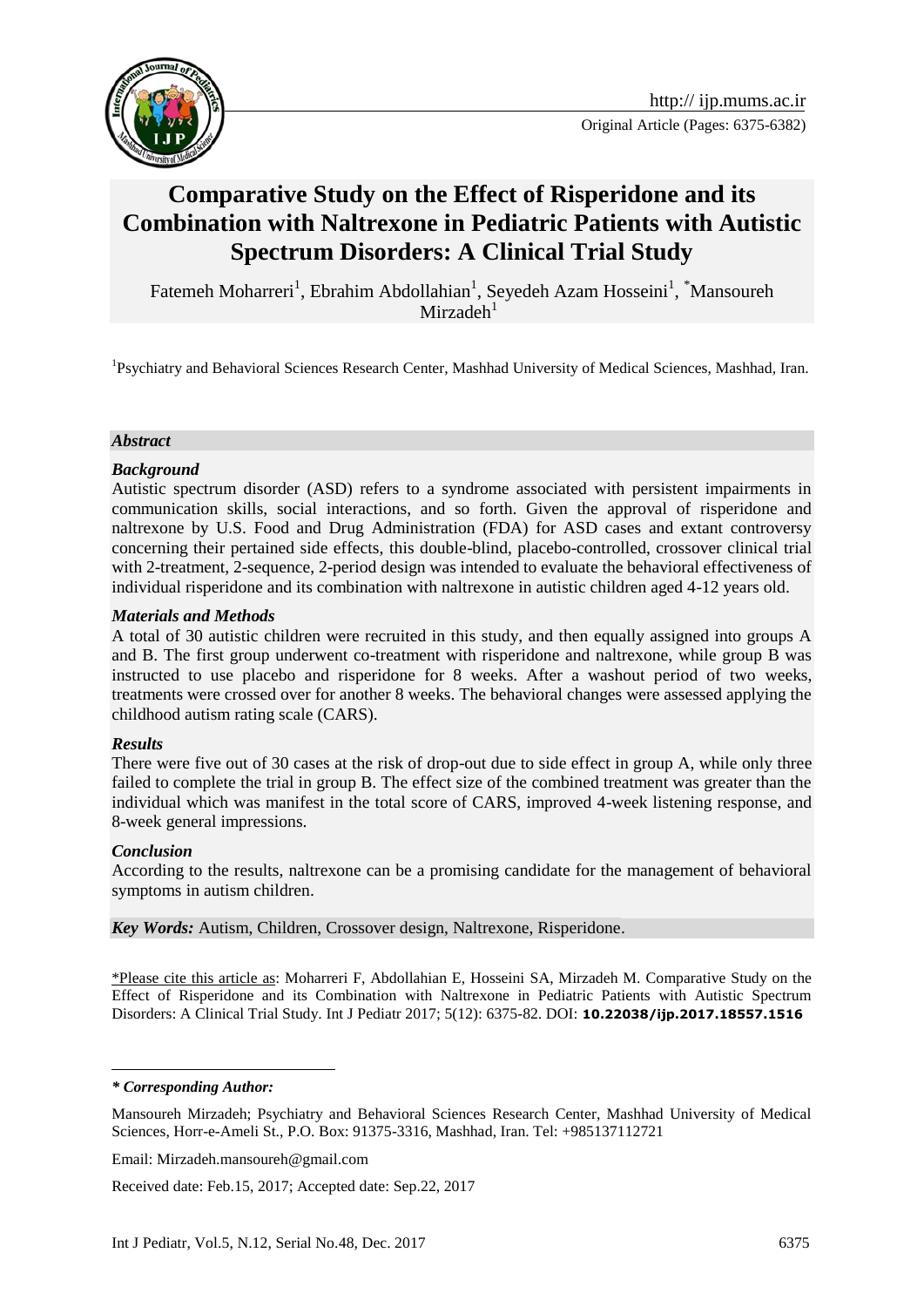Original Article (Pages: 6375-6382)

# Comparative Study on the Effect of Risperidone and its Combination with Naltrexone in Pediatric Patients with Autistic Spectrum Disorders: A Clinical Trial Study

Fatemeh Moharreri[1], Ebrahim Abdollahian[1], Seyedeh Azam Hosseini[1], *Mansoureh Mirzadeh[1]

[1]Psychiatry and Behavioral Sciences Research Center, Mashhad University of Medical Sciences, Mashhad, Iran.

## *Abstract*

### *Background*

Autistic spectrum disorder (ASD) refers to a syndrome associated with persistent impairments in communication skills, social interactions, and so forth. Given the approval of risperidone and naltrexone by U.S. Food and Drug Administration (FDA) for ASD cases and extant controversy concerning their pertained side effects, this double-blind, placebo-controlled, crossover clinical trial with 2-treatment, 2-sequence, 2-period design was intended to evaluate the behavioral effectiveness of individual risperidone and its combination with naltrexone in autistic children aged 4-12 years old.

### *Materials and Methods*

A total of 30 autistic children were recruited in this study, and then equally assigned into groups A and B. The first group underwent co-treatment with risperidone and naltrexone, while group B was instructed to use placebo and risperidone for 8 weeks. After a washout period of two weeks, treatments were crossed over for another 8 weeks. The behavioral changes were assessed applying the childhood autism rating scale (CARS).

### *Results*

There were five out of 30 cases at the risk of drop-out due to side effect in group A, while only three failed to complete the trial in group B. The effect size of the combined treatment was greater than the individual which was manifest in the total score of CARS, improved 4-week listening response, and 8-week general impressions.

### *Conclusion*

According to the results, naltrexone can be a promising candidate for the management of behavioral symptoms in autism children.

***Key Words:*** Autism, Children, Crossover design, Naltrexone, Risperidone.

\*Please cite this article as: Moharreri F, Abdollahian E, Hosseini SA, Mirzadeh M. Comparative Study on the Effect of Risperidone and its Combination with Naltrexone in Pediatric Patients with Autistic Spectrum Disorders: A Clinical Trial Study. Int J Pediatr 2017; 5(12): 6375-82. DOI: **10.22038/ijp.2017.18557.1516**

***\* Corresponding Author:***

Mansoureh Mirzadeh; Psychiatry and Behavioral Sciences Research Center, Mashhad University of Medical Sciences, Horr-e-Ameli St., P.O. Box: 91375-3316, Mashhad, Iran. Tel: +985137112721

Email: Mirzadeh.mansoureh@gmail.com

Received date: Feb.15, 2017; Accepted date: Sep.22, 2017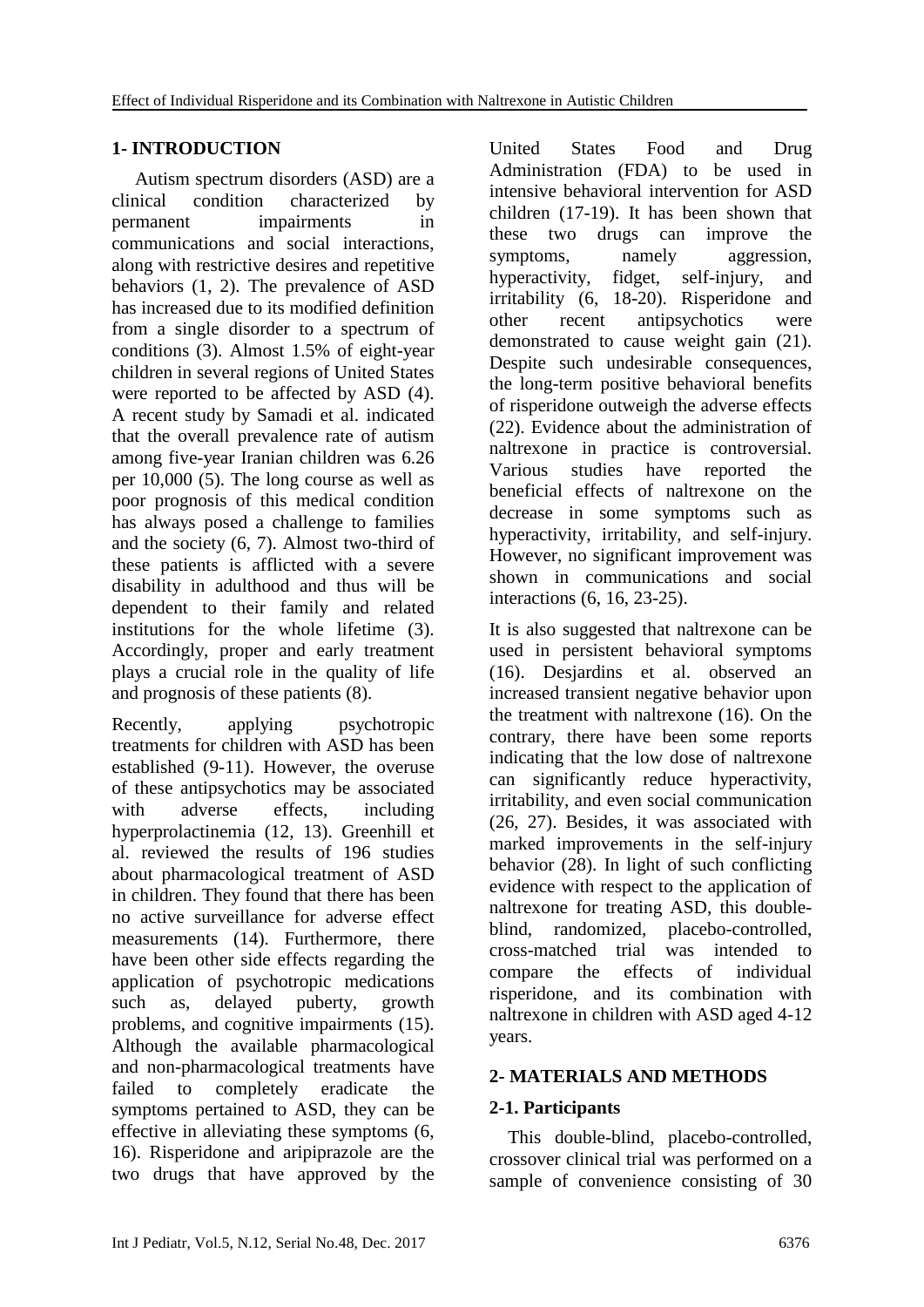## 1- INTRODUCTION

Autism spectrum disorders (ASD) are a clinical condition characterized by permanent impairments in communications and social interactions, along with restrictive desires and repetitive behaviors (1, 2). The prevalence of ASD has increased due to its modified definition from a single disorder to a spectrum of conditions (3). Almost 1.5% of eight-year children in several regions of United States were reported to be affected by ASD (4). A recent study by Samadi et al. indicated that the overall prevalence rate of autism among five-year Iranian children was 6.26 per 10,000 (5). The long course as well as poor prognosis of this medical condition has always posed a challenge to families and the society (6, 7). Almost two-third of these patients is afflicted with a severe disability in adulthood and thus will be dependent to their family and related institutions for the whole lifetime (3). Accordingly, proper and early treatment plays a crucial role in the quality of life and prognosis of these patients (8).

Recently, applying psychotropic treatments for children with ASD has been established (9-11). However, the overuse of these antipsychotics may be associated with adverse effects, including hyperprolactinemia (12, 13). Greenhill et al. reviewed the results of 196 studies about pharmacological treatment of ASD in children. They found that there has been no active surveillance for adverse effect measurements (14). Furthermore, there have been other side effects regarding the application of psychotropic medications such as, delayed puberty, growth problems, and cognitive impairments (15). Although the available pharmacological and non-pharmacological treatments have failed to completely eradicate the symptoms pertained to ASD, they can be effective in alleviating these symptoms (6, 16). Risperidone and aripiprazole are the two drugs that have approved by the United States Food and Drug Administration (FDA) to be used in intensive behavioral intervention for ASD children (17-19). It has been shown that these two drugs can improve the symptoms, namely aggression, hyperactivity, fidget, self-injury, and irritability (6, 18-20). Risperidone and other recent antipsychotics were demonstrated to cause weight gain (21). Despite such undesirable consequences, the long-term positive behavioral benefits of risperidone outweigh the adverse effects (22). Evidence about the administration of naltrexone in practice is controversial. Various studies have reported the beneficial effects of naltrexone on the decrease in some symptoms such as hyperactivity, irritability, and self-injury. However, no significant improvement was shown in communications and social interactions (6, 16, 23-25).

It is also suggested that naltrexone can be used in persistent behavioral symptoms (16). Desjardins et al. observed an increased transient negative behavior upon the treatment with naltrexone (16). On the contrary, there have been some reports indicating that the low dose of naltrexone can significantly reduce hyperactivity, irritability, and even social communication (26, 27). Besides, it was associated with marked improvements in the self-injury behavior (28). In light of such conflicting evidence with respect to the application of naltrexone for treating ASD, this double-blind, randomized, placebo-controlled, cross-matched trial was intended to compare the effects of individual risperidone, and its combination with naltrexone in children with ASD aged 4-12 years.

## 2- MATERIALS AND METHODS

### 2-1. Participants

This double-blind, placebo-controlled, crossover clinical trial was performed on a sample of convenience consisting of 30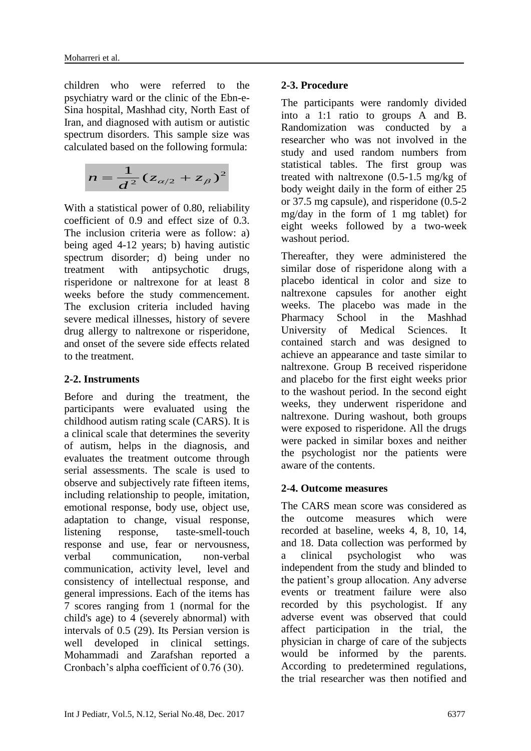children who were referred to the psychiatry ward or the clinic of the Ebn-e-Sina hospital, Mashhad city, North East of Iran, and diagnosed with autism or autistic spectrum disorders. This sample size was calculated based on the following formula:

$$n = \frac{1}{d^2}(z_{\alpha/2} + z_{\beta})^2$$

With a statistical power of 0.80, reliability coefficient of 0.9 and effect size of 0.3. The inclusion criteria were as follow: a) being aged 4-12 years; b) having autistic spectrum disorder; d) being under no treatment with antipsychotic drugs, risperidone or naltrexone for at least 8 weeks before the study commencement. The exclusion criteria included having severe medical illnesses, history of severe drug allergy to naltrexone or risperidone, and onset of the severe side effects related to the treatment.

### 2-2. Instruments

Before and during the treatment, the participants were evaluated using the childhood autism rating scale (CARS). It is a clinical scale that determines the severity of autism, helps in the diagnosis, and evaluates the treatment outcome through serial assessments. The scale is used to observe and subjectively rate fifteen items, including relationship to people, imitation, emotional response, body use, object use, adaptation to change, visual response, listening response, taste-smell-touch response and use, fear or nervousness, verbal communication, non-verbal communication, activity level, level and consistency of intellectual response, and general impressions. Each of the items has 7 scores ranging from 1 (normal for the child's age) to 4 (severely abnormal) with intervals of 0.5 (29). Its Persian version is well developed in clinical settings. Mohammadi and Zarafshan reported a Cronbach's alpha coefficient of 0.76 (30).

### 2-3. Procedure

The participants were randomly divided into a 1:1 ratio to groups A and B. Randomization was conducted by a researcher who was not involved in the study and used random numbers from statistical tables. The first group was treated with naltrexone (0.5-1.5 mg/kg of body weight daily in the form of either 25 or 37.5 mg capsule), and risperidone (0.5-2 mg/day in the form of 1 mg tablet) for eight weeks followed by a two-week washout period.

Thereafter, they were administered the similar dose of risperidone along with a placebo identical in color and size to naltrexone capsules for another eight weeks. The placebo was made in the Pharmacy School in the Mashhad University of Medical Sciences. It contained starch and was designed to achieve an appearance and taste similar to naltrexone. Group B received risperidone and placebo for the first eight weeks prior to the washout period. In the second eight weeks, they underwent risperidone and naltrexone. During washout, both groups were exposed to risperidone. All the drugs were packed in similar boxes and neither the psychologist nor the patients were aware of the contents.

### 2-4. Outcome measures

The CARS mean score was considered as the outcome measures which were recorded at baseline, weeks 4, 8, 10, 14, and 18. Data collection was performed by a clinical psychologist who was independent from the study and blinded to the patient's group allocation. Any adverse events or treatment failure were also recorded by this psychologist. If any adverse event was observed that could affect participation in the trial, the physician in charge of care of the subjects would be informed by the parents. According to predetermined regulations, the trial researcher was then notified and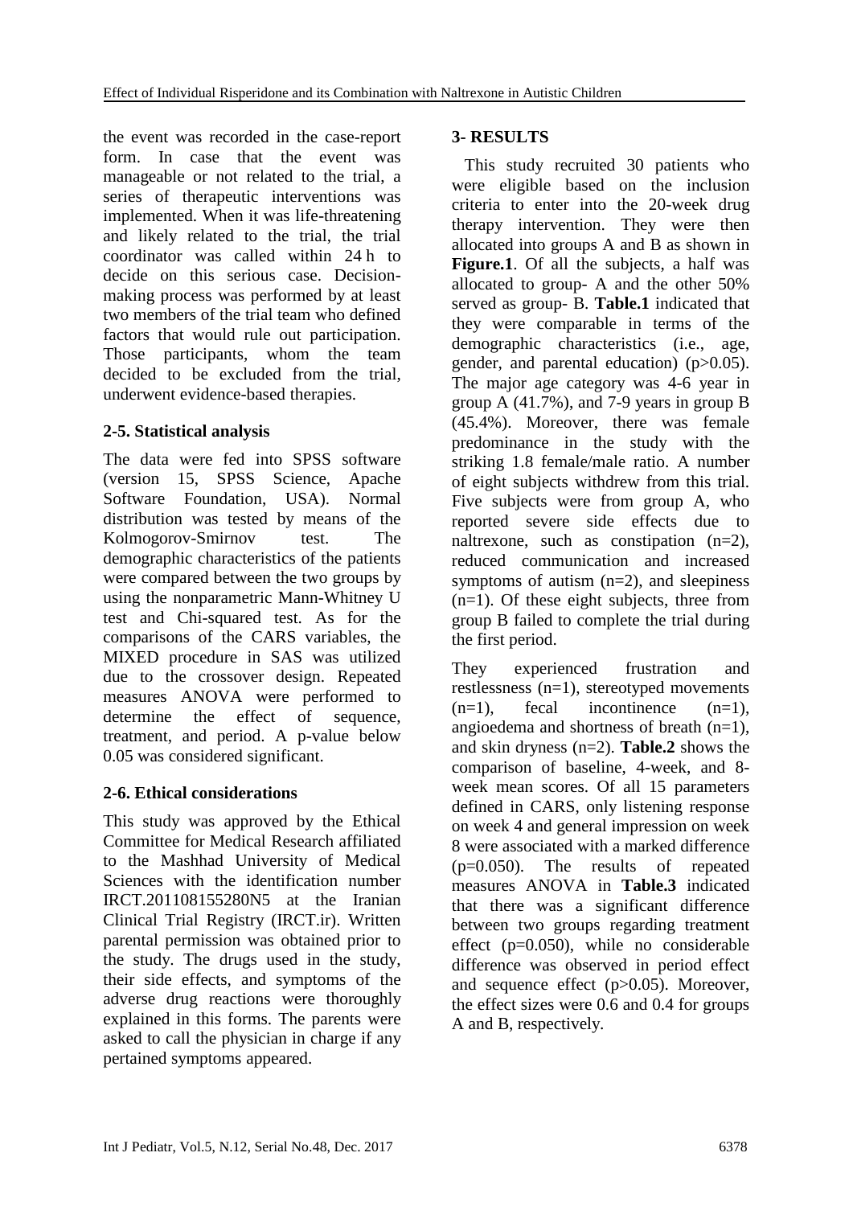the event was recorded in the case-report form. In case that the event was manageable or not related to the trial, a series of therapeutic interventions was implemented. When it was life-threatening and likely related to the trial, the trial coordinator was called within 24 h to decide on this serious case. Decision-making process was performed by at least two members of the trial team who defined factors that would rule out participation. Those participants, whom the team decided to be excluded from the trial, underwent evidence-based therapies.

### 2-5. Statistical analysis

The data were fed into SPSS software (version 15, SPSS Science, Apache Software Foundation, USA). Normal distribution was tested by means of the Kolmogorov-Smirnov test. The demographic characteristics of the patients were compared between the two groups by using the nonparametric Mann-Whitney U test and Chi-squared test. As for the comparisons of the CARS variables, the MIXED procedure in SAS was utilized due to the crossover design. Repeated measures ANOVA were performed to determine the effect of sequence, treatment, and period. A p-value below 0.05 was considered significant.

### 2-6. Ethical considerations

This study was approved by the Ethical Committee for Medical Research affiliated to the Mashhad University of Medical Sciences with the identification number IRCT.201108155280N5 at the Iranian Clinical Trial Registry (IRCT.ir). Written parental permission was obtained prior to the study. The drugs used in the study, their side effects, and symptoms of the adverse drug reactions were thoroughly explained in this forms. The parents were asked to call the physician in charge if any pertained symptoms appeared.

## 3- RESULTS

This study recruited 30 patients who were eligible based on the inclusion criteria to enter into the 20-week drug therapy intervention. They were then allocated into groups A and B as shown in **Figure.1**. Of all the subjects, a half was allocated to group- A and the other 50% served as group- B. **Table.1** indicated that they were comparable in terms of the demographic characteristics (i.e., age, gender, and parental education) ($p>0.05$). The major age category was 4-6 year in group A (41.7%), and 7-9 years in group B (45.4%). Moreover, there was female predominance in the study with the striking 1.8 female/male ratio. A number of eight subjects withdrew from this trial. Five subjects were from group A, who reported severe side effects due to naltrexone, such as constipation (n=2), reduced communication and increased symptoms of autism (n=2), and sleepiness (n=1). Of these eight subjects, three from group B failed to complete the trial during the first period.

They experienced frustration and restlessness (n=1), stereotyped movements (n=1), fecal incontinence (n=1), angioedema and shortness of breath (n=1), and skin dryness (n=2). **Table.2** shows the comparison of baseline, 4-week, and 8-week mean scores. Of all 15 parameters defined in CARS, only listening response on week 4 and general impression on week 8 were associated with a marked difference ($p=0.050$). The results of repeated measures ANOVA in **Table.3** indicated that there was a significant difference between two groups regarding treatment effect ($p=0.050$), while no considerable difference was observed in period effect and sequence effect ($p>0.05$). Moreover, the effect sizes were 0.6 and 0.4 for groups A and B, respectively.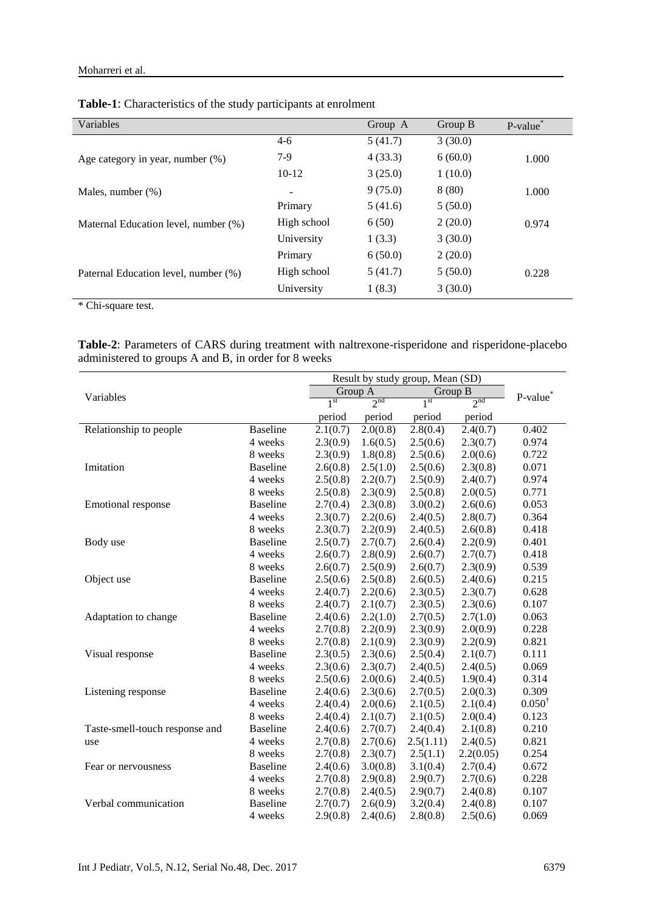**Table-1**: Characteristics of the study participants at enrolment

| Variables | | Group A | Group B | P-value* |
|---|---|---|---|---|
| Age category in year, number (%) | 4-6 | 5 (41.7) | 3 (30.0) | 1.000 |
| | 7-9 | 4 (33.3) | 6 (60.0) | |
| | 10-12 | 3 (25.0) | 1 (10.0) | |
| Males, number (%) | - | 9 (75.0) | 8 (80) | 1.000 |
| Maternal Education level, number (%) | Primary | 5 (41.6) | 5 (50.0) | 0.974 |
| | High school | 6 (50) | 2 (20.0) | |
| | University | 1 (3.3) | 3 (30.0) | |
| Paternal Education level, number (%) | Primary | 6 (50.0) | 2 (20.0) | 0.228 |
| | High school | 5 (41.7) | 5 (50.0) | |
| | University | 1 (8.3) | 3 (30.0) | |

\* Chi-square test.

**Table-2**: Parameters of CARS during treatment with naltrexone-risperidone and risperidone-placebo administered to groups A and B, in order for 8 weeks

| Variables | | Result by study group, Mean (SD) | | | | P-value* |
|---|---|---|---|---|---|---|
| | | Group A | | Group B | | |
| | | 1st period | 2nd period | 1st period | 2nd period | |
| Relationship to people | Baseline | 2.1(0.7) | 2.0(0.8) | 2.8(0.4) | 2.4(0.7) | 0.402 |
| | 4 weeks | 2.3(0.9) | 1.6(0.5) | 2.5(0.6) | 2.3(0.7) | 0.974 |
| | 8 weeks | 2.3(0.9) | 1.8(0.8) | 2.5(0.6) | 2.0(0.6) | 0.722 |
| Imitation | Baseline | 2.6(0.8) | 2.5(1.0) | 2.5(0.6) | 2.3(0.8) | 0.071 |
| | 4 weeks | 2.5(0.8) | 2.2(0.7) | 2.5(0.9) | 2.4(0.7) | 0.974 |
| | 8 weeks | 2.5(0.8) | 2.3(0.9) | 2.5(0.8) | 2.0(0.5) | 0.771 |
| Emotional response | Baseline | 2.7(0.4) | 2.3(0.8) | 3.0(0.2) | 2.6(0.6) | 0.053 |
| | 4 weeks | 2.3(0.7) | 2.2(0.6) | 2.4(0.5) | 2.8(0.7) | 0.364 |
| | 8 weeks | 2.3(0.7) | 2.2(0.9) | 2.4(0.5) | 2.6(0.8) | 0.418 |
| Body use | Baseline | 2.5(0.7) | 2.7(0.7) | 2.6(0.4) | 2.2(0.9) | 0.401 |
| | 4 weeks | 2.6(0.7) | 2.8(0.9) | 2.6(0.7) | 2.7(0.7) | 0.418 |
| | 8 weeks | 2.6(0.7) | 2.5(0.9) | 2.6(0.7) | 2.3(0.9) | 0.539 |
| Object use | Baseline | 2.5(0.6) | 2.5(0.8) | 2.6(0.5) | 2.4(0.6) | 0.215 |
| | 4 weeks | 2.4(0.7) | 2.2(0.6) | 2.3(0.5) | 2.3(0.7) | 0.628 |
| | 8 weeks | 2.4(0.7) | 2.1(0.7) | 2.3(0.5) | 2.3(0.6) | 0.107 |
| Adaptation to change | Baseline | 2.4(0.6) | 2.2(1.0) | 2.7(0.5) | 2.7(1.0) | 0.063 |
| | 4 weeks | 2.7(0.8) | 2.2(0.9) | 2.3(0.9) | 2.0(0.9) | 0.228 |
| | 8 weeks | 2.7(0.8) | 2.1(0.9) | 2.3(0.9) | 2.2(0.9) | 0.821 |
| Visual response | Baseline | 2.3(0.5) | 2.3(0.6) | 2.5(0.4) | 2.1(0.7) | 0.111 |
| | 4 weeks | 2.3(0.6) | 2.3(0.7) | 2.4(0.5) | 2.4(0.5) | 0.069 |
| | 8 weeks | 2.5(0.6) | 2.0(0.6) | 2.4(0.5) | 1.9(0.4) | 0.314 |
| Listening response | Baseline | 2.4(0.6) | 2.3(0.6) | 2.7(0.5) | 2.0(0.3) | 0.309 |
| | 4 weeks | 2.4(0.4) | 2.0(0.6) | 2.1(0.5) | 2.1(0.4) | 0.050† |
| | 8 weeks | 2.4(0.4) | 2.1(0.7) | 2.1(0.5) | 2.0(0.4) | 0.123 |
| Taste-smell-touch response and use | Baseline | 2.4(0.6) | 2.7(0.7) | 2.4(0.4) | 2.1(0.8) | 0.210 |
| | 4 weeks | 2.7(0.8) | 2.7(0.6) | 2.5(1.11) | 2.4(0.5) | 0.821 |
| | 8 weeks | 2.7(0.8) | 2.3(0.7) | 2.5(1.1) | 2.2(0.05) | 0.254 |
| Fear or nervousness | Baseline | 2.4(0.6) | 3.0(0.8) | 3.1(0.4) | 2.7(0.4) | 0.672 |
| | 4 weeks | 2.7(0.8) | 2.9(0.8) | 2.9(0.7) | 2.7(0.6) | 0.228 |
| | 8 weeks | 2.7(0.8) | 2.4(0.5) | 2.9(0.7) | 2.4(0.8) | 0.107 |
| Verbal communication | Baseline | 2.7(0.7) | 2.6(0.9) | 3.2(0.4) | 2.4(0.8) | 0.107 |
| | 4 weeks | 2.9(0.8) | 2.4(0.6) | 2.8(0.8) | 2.5(0.6) | 0.069 |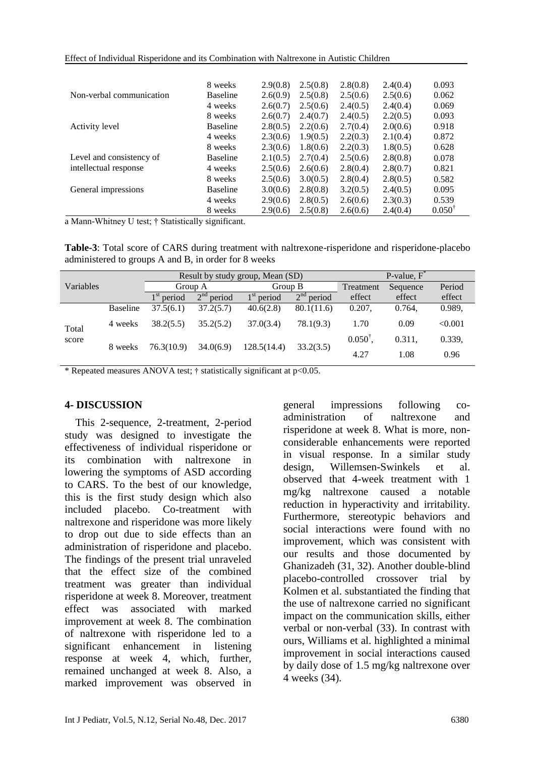| | | | | | | |
|---|---|---|---|---|---|---|
| | 8 weeks | 2.9(0.8) | 2.5(0.8) | 2.8(0.8) | 2.4(0.4) | 0.093 |
| Non-verbal communication | Baseline | 2.6(0.9) | 2.5(0.8) | 2.5(0.6) | 2.5(0.6) | 0.062 |
| | 4 weeks | 2.6(0.7) | 2.5(0.6) | 2.4(0.5) | 2.4(0.4) | 0.069 |
| | 8 weeks | 2.6(0.7) | 2.4(0.7) | 2.4(0.5) | 2.2(0.5) | 0.093 |
| Activity level | Baseline | 2.8(0.5) | 2.2(0.6) | 2.7(0.4) | 2.0(0.6) | 0.918 |
| | 4 weeks | 2.3(0.6) | 1.9(0.5) | 2.2(0.3) | 2.1(0.4) | 0.872 |
| | 8 weeks | 2.3(0.6) | 1.8(0.6) | 2.2(0.3) | 1.8(0.5) | 0.628 |
| Level and consistency of intellectual response | Baseline | 2.1(0.5) | 2.7(0.4) | 2.5(0.6) | 2.8(0.8) | 0.078 |
| | 4 weeks | 2.5(0.6) | 2.6(0.6) | 2.8(0.4) | 2.8(0.7) | 0.821 |
| | 8 weeks | 2.5(0.6) | 3.0(0.5) | 2.8(0.4) | 2.8(0.5) | 0.582 |
| General impressions | Baseline | 3.0(0.6) | 2.8(0.8) | 3.2(0.5) | 2.4(0.5) | 0.095 |
| | 4 weeks | 2.9(0.6) | 2.8(0.5) | 2.6(0.6) | 2.3(0.3) | 0.539 |
| | 8 weeks | 2.9(0.6) | 2.5(0.8) | 2.6(0.6) | 2.4(0.4) | 0.050† |

a Mann-Whitney U test; † Statistically significant.

**Table-3**: Total score of CARS during treatment with naltrexone-risperidone and risperidone-placebo administered to groups A and B, in order for 8 weeks

| Variables | | Result by study group, Mean (SD) | | | | P-value, F* | | |
|---|---|---|---|---|---|---|---|---|
| | | Group A | | Group B | | Treatment effect | Sequence effect | Period effect |
| | | 1st period | 2nd period | 1st period | 2nd period | | | |
| Total score | Baseline | 37.5(6.1) | 37.2(5.7) | 40.6(2.8) | 80.1(11.6) | 0.207, | 0.764, | 0.989, |
| | 4 weeks | 38.2(5.5) | 35.2(5.2) | 37.0(3.4) | 78.1(9.3) | 1.70 | 0.09 | <0.001 |
| | 8 weeks | 76.3(10.9) | 34.0(6.9) | 128.5(14.4) | 33.2(3.5) | 0.050†, 4.27 | 0.311, 1.08 | 0.339, 0.96 |

\* Repeated measures ANOVA test; † statistically significant at p<0.05.

## 4- DISCUSSION

This 2-sequence, 2-treatment, 2-period study was designed to investigate the effectiveness of individual risperidone or its combination with naltrexone in lowering the symptoms of ASD according to CARS. To the best of our knowledge, this is the first study design which also included placebo. Co-treatment with naltrexone and risperidone was more likely to drop out due to side effects than an administration of risperidone and placebo. The findings of the present trial unraveled that the effect size of the combined treatment was greater than individual risperidone at week 8. Moreover, treatment effect was associated with marked improvement at week 8. The combination of naltrexone with risperidone led to a significant enhancement in listening response at week 4, which, further, remained unchanged at week 8. Also, a marked improvement was observed in general impressions following co-administration of naltrexone and risperidone at week 8. What is more, non-considerable enhancements were reported in visual response. In a similar study design, Willemsen-Swinkels et al. observed that 4-week treatment with 1 mg/kg naltrexone caused a notable reduction in hyperactivity and irritability. Furthermore, stereotypic behaviors and social interactions were found with no improvement, which was consistent with our results and those documented by Ghanizadeh (31, 32). Another double-blind placebo-controlled crossover trial by Kolmen et al. substantiated the finding that the use of naltrexone carried no significant impact on the communication skills, either verbal or non-verbal (33). In contrast with ours, Williams et al. highlighted a minimal improvement in social interactions caused by daily dose of 1.5 mg/kg naltrexone over 4 weeks (34).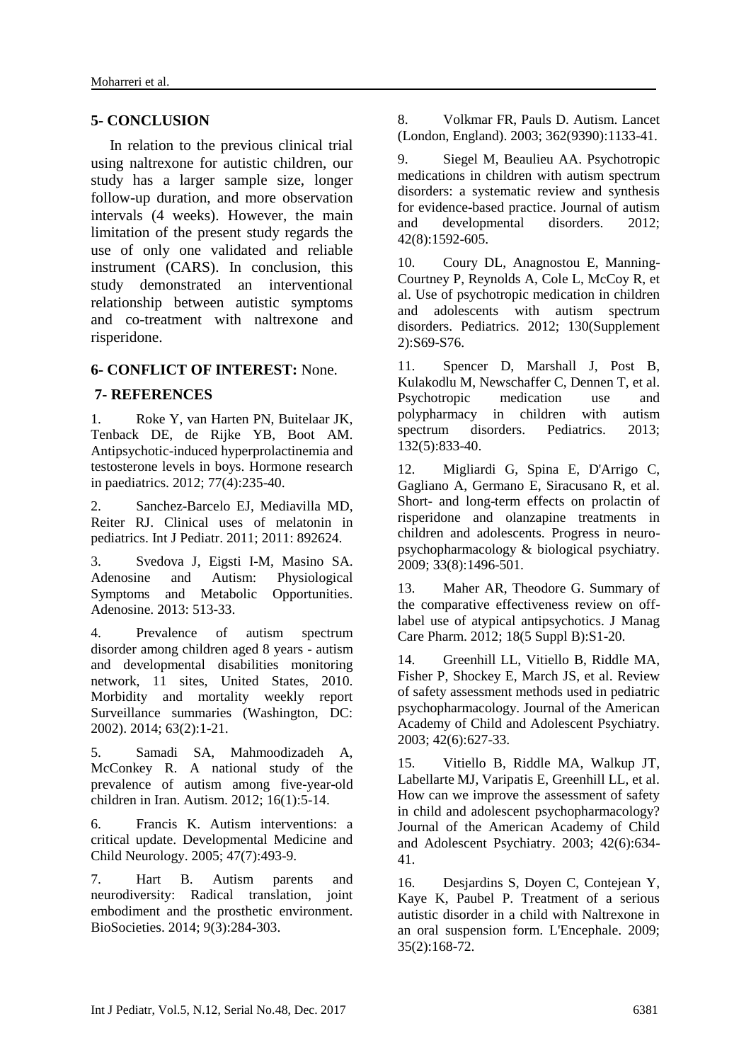## 5- CONCLUSION

In relation to the previous clinical trial using naltrexone for autistic children, our study has a larger sample size, longer follow-up duration, and more observation intervals (4 weeks). However, the main limitation of the present study regards the use of only one validated and reliable instrument (CARS). In conclusion, this study demonstrated an interventional relationship between autistic symptoms and co-treatment with naltrexone and risperidone.

## 6- CONFLICT OF INTEREST: None.

## 7- REFERENCES

1. Roke Y, van Harten PN, Buitelaar JK, Tenback DE, de Rijke YB, Boot AM. Antipsychotic-induced hyperprolactinemia and testosterone levels in boys. Hormone research in paediatrics. 2012; 77(4):235-40.

2. Sanchez-Barcelo EJ, Mediavilla MD, Reiter RJ. Clinical uses of melatonin in pediatrics. Int J Pediatr. 2011; 2011: 892624.

3. Svedova J, Eigsti I-M, Masino SA. Adenosine and Autism: Physiological Symptoms and Metabolic Opportunities. Adenosine. 2013: 513-33.

4. Prevalence of autism spectrum disorder among children aged 8 years - autism and developmental disabilities monitoring network, 11 sites, United States, 2010. Morbidity and mortality weekly report Surveillance summaries (Washington, DC: 2002). 2014; 63(2):1-21.

5. Samadi SA, Mahmoodizadeh A, McConkey R. A national study of the prevalence of autism among five-year-old children in Iran. Autism. 2012; 16(1):5-14.

6. Francis K. Autism interventions: a critical update. Developmental Medicine and Child Neurology. 2005; 47(7):493-9.

7. Hart B. Autism parents and neurodiversity: Radical translation, joint embodiment and the prosthetic environment. BioSocieties. 2014; 9(3):284-303.

8. Volkmar FR, Pauls D. Autism. Lancet (London, England). 2003; 362(9390):1133-41.

9. Siegel M, Beaulieu AA. Psychotropic medications in children with autism spectrum disorders: a systematic review and synthesis for evidence-based practice. Journal of autism and developmental disorders. 2012; 42(8):1592-605.

10. Coury DL, Anagnostou E, Manning-Courtney P, Reynolds A, Cole L, McCoy R, et al. Use of psychotropic medication in children and adolescents with autism spectrum disorders. Pediatrics. 2012; 130(Supplement 2):S69-S76.

11. Spencer D, Marshall J, Post B, Kulakodlu M, Newschaffer C, Dennen T, et al. Psychotropic medication use and polypharmacy in children with autism spectrum disorders. Pediatrics. 2013; 132(5):833-40.

12. Migliardi G, Spina E, D'Arrigo C, Gagliano A, Germano E, Siracusano R, et al. Short- and long-term effects on prolactin of risperidone and olanzapine treatments in children and adolescents. Progress in neuro-psychopharmacology & biological psychiatry. 2009; 33(8):1496-501.

13. Maher AR, Theodore G. Summary of the comparative effectiveness review on off-label use of atypical antipsychotics. J Manag Care Pharm. 2012; 18(5 Suppl B):S1-20.

14. Greenhill LL, Vitiello B, Riddle MA, Fisher P, Shockey E, March JS, et al. Review of safety assessment methods used in pediatric psychopharmacology. Journal of the American Academy of Child and Adolescent Psychiatry. 2003; 42(6):627-33.

15. Vitiello B, Riddle MA, Walkup JT, Labellarte MJ, Varipatis E, Greenhill LL, et al. How can we improve the assessment of safety in child and adolescent psychopharmacology? Journal of the American Academy of Child and Adolescent Psychiatry. 2003; 42(6):634-41.

16. Desjardins S, Doyen C, Contejean Y, Kaye K, Paubel P. Treatment of a serious autistic disorder in a child with Naltrexone in an oral suspension form. L'Encephale. 2009; 35(2):168-72.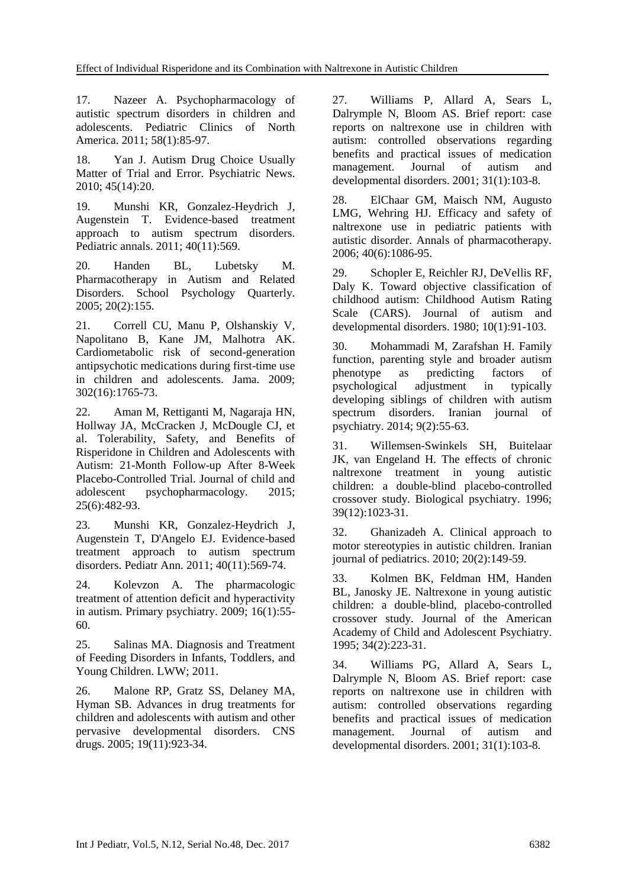17. Nazeer A. Psychopharmacology of autistic spectrum disorders in children and adolescents. Pediatric Clinics of North America. 2011; 58(1):85-97.

18. Yan J. Autism Drug Choice Usually Matter of Trial and Error. Psychiatric News. 2010; 45(14):20.

19. Munshi KR, Gonzalez-Heydrich J, Augenstein T. Evidence-based treatment approach to autism spectrum disorders. Pediatric annals. 2011; 40(11):569.

20. Handen BL, Lubetsky M. Pharmacotherapy in Autism and Related Disorders. School Psychology Quarterly. 2005; 20(2):155.

21. Correll CU, Manu P, Olshanskiy V, Napolitano B, Kane JM, Malhotra AK. Cardiometabolic risk of second-generation antipsychotic medications during first-time use in children and adolescents. Jama. 2009; 302(16):1765-73.

22. Aman M, Rettiganti M, Nagaraja HN, Hollway JA, McCracken J, McDougle CJ, et al. Tolerability, Safety, and Benefits of Risperidone in Children and Adolescents with Autism: 21-Month Follow-up After 8-Week Placebo-Controlled Trial. Journal of child and adolescent psychopharmacology. 2015; 25(6):482-93.

23. Munshi KR, Gonzalez-Heydrich J, Augenstein T, D'Angelo EJ. Evidence-based treatment approach to autism spectrum disorders. Pediatr Ann. 2011; 40(11):569-74.

24. Kolevzon A. The pharmacologic treatment of attention deficit and hyperactivity in autism. Primary psychiatry. 2009; 16(1):55-60.

25. Salinas MA. Diagnosis and Treatment of Feeding Disorders in Infants, Toddlers, and Young Children. LWW; 2011.

26. Malone RP, Gratz SS, Delaney MA, Hyman SB. Advances in drug treatments for children and adolescents with autism and other pervasive developmental disorders. CNS drugs. 2005; 19(11):923-34.

27. Williams P, Allard A, Sears L, Dalrymple N, Bloom AS. Brief report: case reports on naltrexone use in children with autism: controlled observations regarding benefits and practical issues of medication management. Journal of autism and developmental disorders. 2001; 31(1):103-8.

28. ElChaar GM, Maisch NM, Augusto LMG, Wehring HJ. Efficacy and safety of naltrexone use in pediatric patients with autistic disorder. Annals of pharmacotherapy. 2006; 40(6):1086-95.

29. Schopler E, Reichler RJ, DeVellis RF, Daly K. Toward objective classification of childhood autism: Childhood Autism Rating Scale (CARS). Journal of autism and developmental disorders. 1980; 10(1):91-103.

30. Mohammadi M, Zarafshan H. Family function, parenting style and broader autism phenotype as predicting factors of psychological adjustment in typically developing siblings of children with autism spectrum disorders. Iranian journal of psychiatry. 2014; 9(2):55-63.

31. Willemsen-Swinkels SH, Buitelaar JK, van Engeland H. The effects of chronic naltrexone treatment in young autistic children: a double-blind placebo-controlled crossover study. Biological psychiatry. 1996; 39(12):1023-31.

32. Ghanizadeh A. Clinical approach to motor stereotypies in autistic children. Iranian journal of pediatrics. 2010; 20(2):149-59.

33. Kolmen BK, Feldman HM, Handen BL, Janosky JE. Naltrexone in young autistic children: a double-blind, placebo-controlled crossover study. Journal of the American Academy of Child and Adolescent Psychiatry. 1995; 34(2):223-31.

34. Williams PG, Allard A, Sears L, Dalrymple N, Bloom AS. Brief report: case reports on naltrexone use in children with autism: controlled observations regarding benefits and practical issues of medication management. Journal of autism and developmental disorders. 2001; 31(1):103-8.